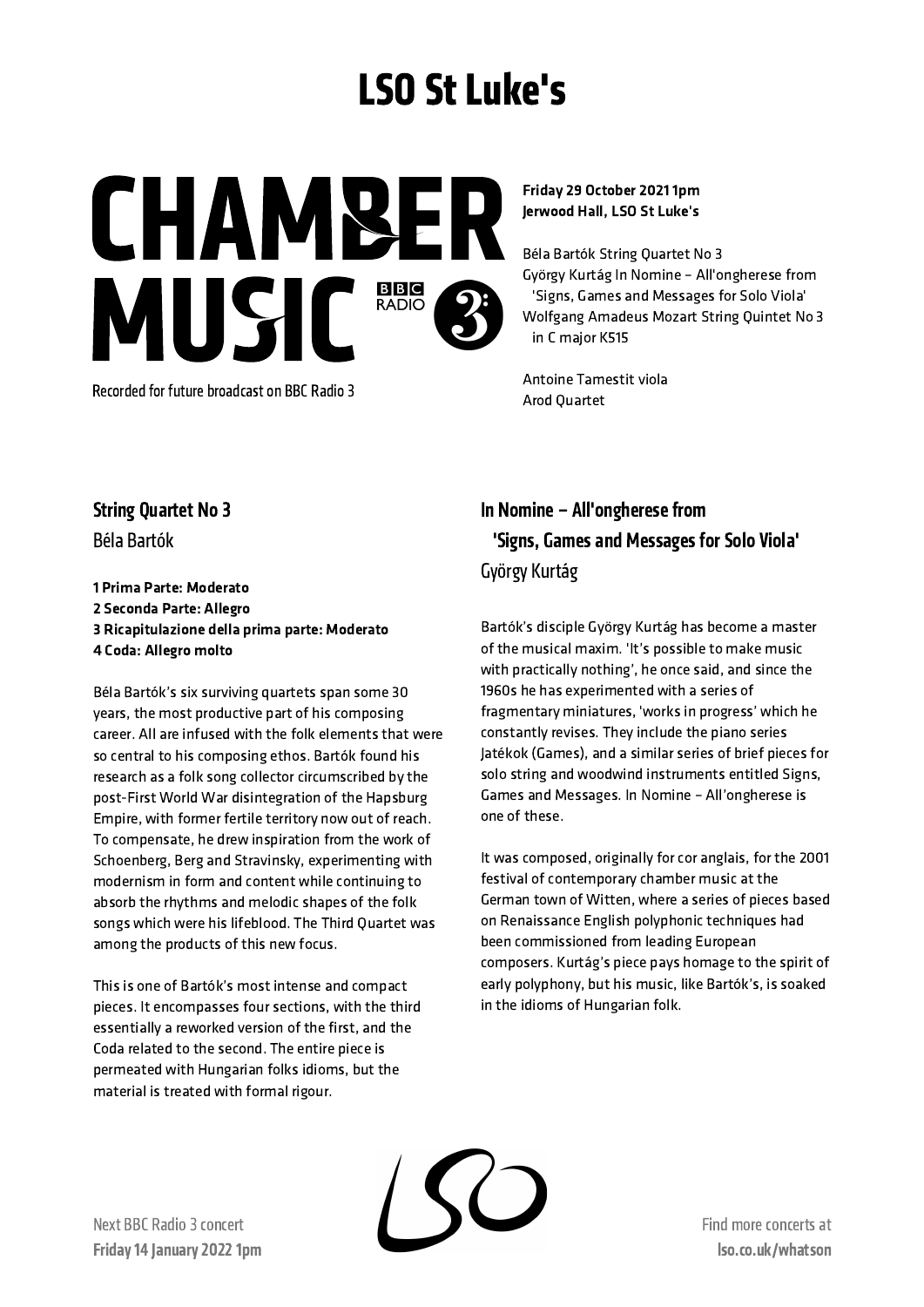# LSO St Luke's

# CHAMBER MUSIC

BBC RADIO 3

Recorded for future broadcast on BBC Radio 3

**Friday 29 October 2021 1pm**
**Jerwood Hall, LSO St Luke's**

Béla Bartók String Quartet No 3
György Kurtág In Nomine – All'ongherese from 'Signs, Games and Messages for Solo Viola'
Wolfgang Amadeus Mozart String Quintet No 3 in C major K515

Antoine Tamestit viola
Arod Quartet

## String Quartet No 3

Béla Bartók

**1 Prima Parte: Moderato**
**2 Seconda Parte: Allegro**
**3 Ricapitulazione della prima parte: Moderato**
**4 Coda: Allegro molto**

Béla Bartók's six surviving quartets span some 30 years, the most productive part of his composing career. All are infused with the folk elements that were so central to his composing ethos. Bartók found his research as a folk song collector circumscribed by the post-First World War disintegration of the Hapsburg Empire, with former fertile territory now out of reach. To compensate, he drew inspiration from the work of Schoenberg, Berg and Stravinsky, experimenting with modernism in form and content while continuing to absorb the rhythms and melodic shapes of the folk songs which were his lifeblood. The Third Quartet was among the products of this new focus.

This is one of Bartók's most intense and compact pieces. It encompasses four sections, with the third essentially a reworked version of the first, and the Coda related to the second. The entire piece is permeated with Hungarian folks idioms, but the material is treated with formal rigour.

## In Nomine – All'ongherese from 'Signs, Games and Messages for Solo Viola'

György Kurtág

Bartók's disciple György Kurtág has become a master of the musical maxim. 'It's possible to make music with practically nothing', he once said, and since the 1960s he has experimented with a series of fragmentary miniatures, 'works in progress' which he constantly revises. They include the piano series Játékok (Games), and a similar series of brief pieces for solo string and woodwind instruments entitled Signs, Games and Messages. In Nomine – All'ongherese is one of these.

It was composed, originally for cor anglais, for the 2001 festival of contemporary chamber music at the German town of Witten, where a series of pieces based on Renaissance English polyphonic techniques had been commissioned from leading European composers. Kurtág's piece pays homage to the spirit of early polyphony, but his music, like Bartók's, is soaked in the idioms of Hungarian folk.

Next BBC Radio 3 concert
**Friday 14 January 2022 1pm**

Find more concerts at
**lso.co.uk/whatson**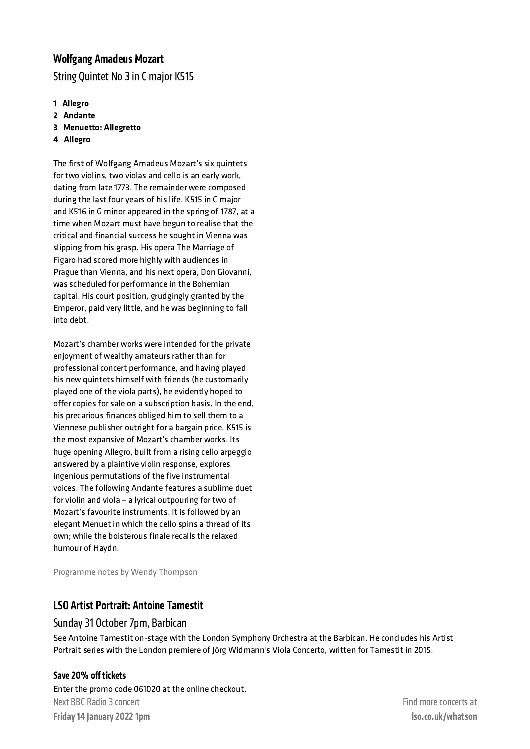## Wolfgang Amadeus Mozart

String Quintet No 3 in C major K515

1. **Allegro**
2. **Andante**
3. **Menuetto: Allegretto**
4. **Allegro**

The first of Wolfgang Amadeus Mozart's six quintets for two violins, two violas and cello is an early work, dating from late 1773. The remainder were composed during the last four years of his life. K515 in C major and K516 in G minor appeared in the spring of 1787, at a time when Mozart must have begun to realise that the critical and financial success he sought in Vienna was slipping from his grasp. His opera The Marriage of Figaro had scored more highly with audiences in Prague than Vienna, and his next opera, Don Giovanni, was scheduled for performance in the Bohemian capital. His court position, grudgingly granted by the Emperor, paid very little, and he was beginning to fall into debt.

Mozart's chamber works were intended for the private enjoyment of wealthy amateurs rather than for professional concert performance, and having played his new quintets himself with friends (he customarily played one of the viola parts), he evidently hoped to offer copies for sale on a subscription basis. In the end, his precarious finances obliged him to sell them to a Viennese publisher outright for a bargain price. K515 is the most expansive of Mozart's chamber works. Its huge opening Allegro, built from a rising cello arpeggio answered by a plaintive violin response, explores ingenious permutations of the five instrumental voices. The following Andante features a sublime duet for violin and viola – a lyrical outpouring for two of Mozart's favourite instruments. It is followed by an elegant Menuet in which the cello spins a thread of its own; while the boisterous finale recalls the relaxed humour of Haydn.

Programme notes by Wendy Thompson

## LSO Artist Portrait: Antoine Tamestit

### Sunday 31 October 7pm, Barbican

See Antoine Tamestit on-stage with the London Symphony Orchestra at the Barbican. He concludes his Artist Portrait series with the London premiere of Jörg Widmann's Viola Concerto, written for Tamestit in 2015.

**Save 20% off tickets**

Enter the promo code 061020 at the online checkout.

Next BBC Radio 3 concert
**Friday 14 January 2022 1pm**

Find more concerts at
**lso.co.uk/whatson**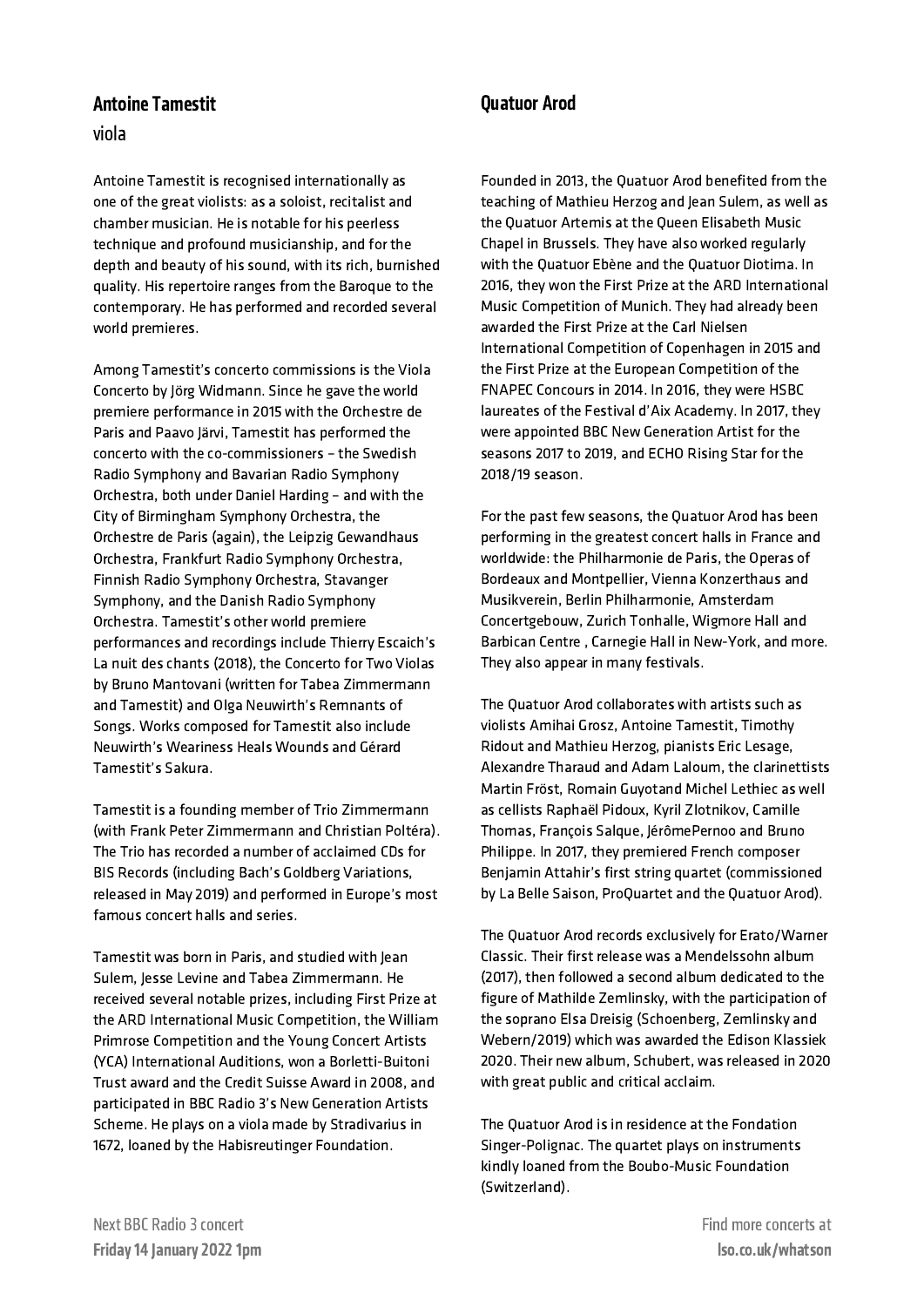## Antoine Tamestit

viola

Antoine Tamestit is recognised internationally as one of the great violists: as a soloist, recitalist and chamber musician. He is notable for his peerless technique and profound musicianship, and for the depth and beauty of his sound, with its rich, burnished quality. His repertoire ranges from the Baroque to the contemporary. He has performed and recorded several world premieres.

Among Tamestit's concerto commissions is the Viola Concerto by Jörg Widmann. Since he gave the world premiere performance in 2015 with the Orchestre de Paris and Paavo Järvi, Tamestit has performed the concerto with the co-commissioners – the Swedish Radio Symphony and Bavarian Radio Symphony Orchestra, both under Daniel Harding – and with the City of Birmingham Symphony Orchestra, the Orchestre de Paris (again), the Leipzig Gewandhaus Orchestra, Frankfurt Radio Symphony Orchestra, Finnish Radio Symphony Orchestra, Stavanger Symphony, and the Danish Radio Symphony Orchestra. Tamestit's other world premiere performances and recordings include Thierry Escaich's La nuit des chants (2018), the Concerto for Two Violas by Bruno Mantovani (written for Tabea Zimmermann and Tamestit) and Olga Neuwirth's Remnants of Songs. Works composed for Tamestit also include Neuwirth's Weariness Heals Wounds and Gérard Tamestit's Sakura.

Tamestit is a founding member of Trio Zimmermann (with Frank Peter Zimmermann and Christian Poltéra). The Trio has recorded a number of acclaimed CDs for BIS Records (including Bach's Goldberg Variations, released in May 2019) and performed in Europe's most famous concert halls and series.

Tamestit was born in Paris, and studied with Jean Sulem, Jesse Levine and Tabea Zimmermann. He received several notable prizes, including First Prize at the ARD International Music Competition, the William Primrose Competition and the Young Concert Artists (YCA) International Auditions, won a Borletti-Buitoni Trust award and the Credit Suisse Award in 2008, and participated in BBC Radio 3's New Generation Artists Scheme. He plays on a viola made by Stradivarius in 1672, loaned by the Habisreutinger Foundation.

## Quatuor Arod

Founded in 2013, the Quatuor Arod benefited from the teaching of Mathieu Herzog and Jean Sulem, as well as the Quatuor Artemis at the Queen Elisabeth Music Chapel in Brussels. They have also worked regularly with the Quatuor Ebène and the Quatuor Diotima. In 2016, they won the First Prize at the ARD International Music Competition of Munich. They had already been awarded the First Prize at the Carl Nielsen International Competition of Copenhagen in 2015 and the First Prize at the European Competition of the FNAPEC Concours in 2014. In 2016, they were HSBC laureates of the Festival d'Aix Academy. In 2017, they were appointed BBC New Generation Artist for the seasons 2017 to 2019, and ECHO Rising Star for the 2018/19 season.

For the past few seasons, the Quatuor Arod has been performing in the greatest concert halls in France and worldwide: the Philharmonie de Paris, the Operas of Bordeaux and Montpellier, Vienna Konzerthaus and Musikverein, Berlin Philharmonie, Amsterdam Concertgebouw, Zurich Tonhalle, Wigmore Hall and Barbican Centre , Carnegie Hall in New-York, and more. They also appear in many festivals.

The Quatuor Arod collaborates with artists such as violists Amihai Grosz, Antoine Tamestit, Timothy Ridout and Mathieu Herzog, pianists Eric Lesage, Alexandre Tharaud and Adam Laloum, the clarinettists Martin Fröst, Romain Guyotand Michel Lethiec as well as cellists Raphaël Pidoux, Kyril Zlotnikov, Camille Thomas, François Salque, JérômePernoo and Bruno Philippe. In 2017, they premiered French composer Benjamin Attahir's first string quartet (commissioned by La Belle Saison, ProQuartet and the Quatuor Arod).

The Quatuor Arod records exclusively for Erato/Warner Classic. Their first release was a Mendelssohn album (2017), then followed a second album dedicated to the figure of Mathilde Zemlinsky, with the participation of the soprano Elsa Dreisig (Schoenberg, Zemlinsky and Webern/2019) which was awarded the Edison Klassiek 2020. Their new album, Schubert, was released in 2020 with great public and critical acclaim.

The Quatuor Arod is in residence at the Fondation Singer-Polignac. The quartet plays on instruments kindly loaned from the Boubo-Music Foundation (Switzerland).

Next BBC Radio 3 concert
**Friday 14 January 2022 1pm**

Find more concerts at
**lso.co.uk/whatson**